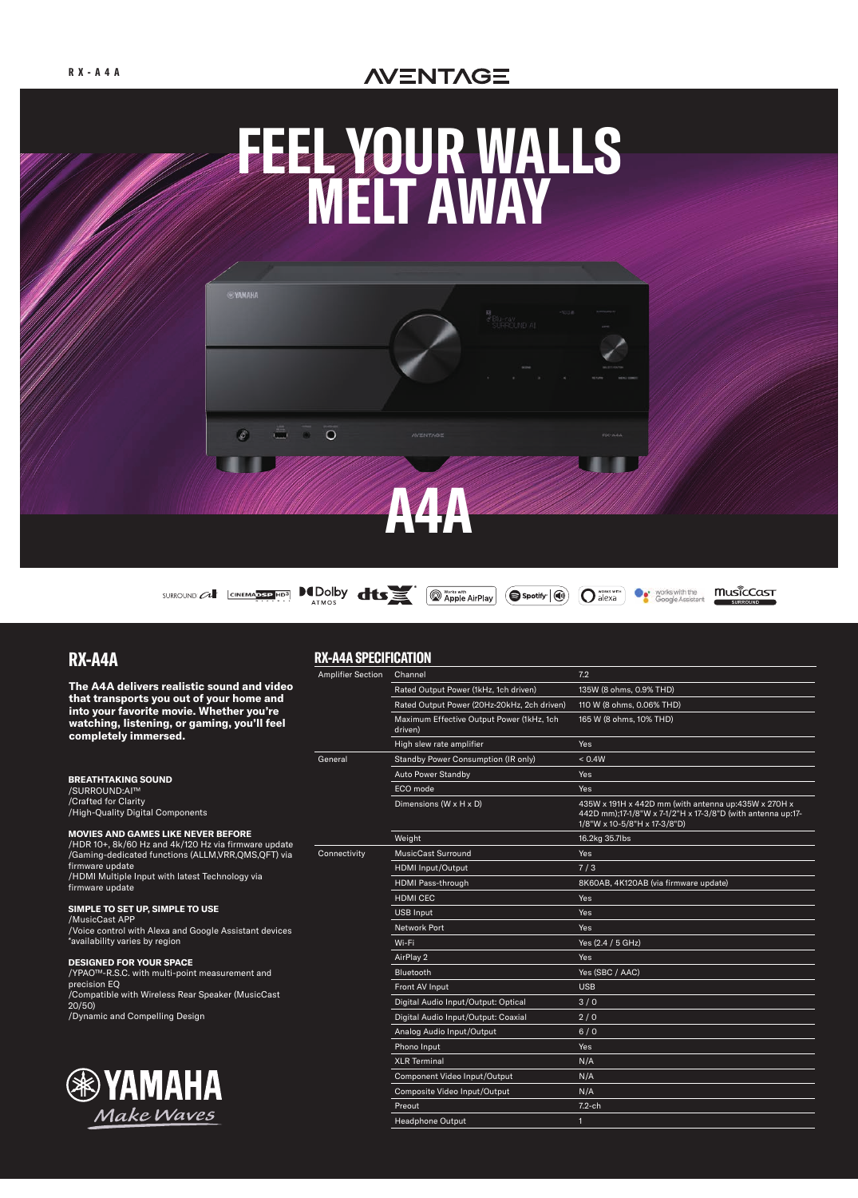RX-A4A

AVENTAGE

# FEEL YOUR WALLS MELT AWAY

# A4A

SURROUND AI | CINEMA DSP HD³ | Dolby ATMOS | dts:X | Works with Apple AirPlay | Spotify | works with alexa | works with the Google Assistant | MusicCast SURROUND

## RX-A4A

**The A4A delivers realistic sound and video that transports you out of your home and into your favorite movie. Whether you're watching, listening, or gaming, you'll feel completely immersed.**

**BREATHTAKING SOUND**
/SURROUND:AI™
/Crafted for Clarity
/High-Quality Digital Components

**MOVIES AND GAMES LIKE NEVER BEFORE**
/HDR 10+, 8k/60 Hz and 4k/120 Hz via firmware update
/Gaming-dedicated functions (ALLM,VRR,QMS,QFT) via firmware update
/HDMI Multiple Input with latest Technology via firmware update

**SIMPLE TO SET UP, SIMPLE TO USE**
/MusicCast APP
/Voice control with Alexa and Google Assistant devices
*availability varies by region

**DESIGNED FOR YOUR SPACE**
/YPAO™-R.S.C. with multi-point measurement and precision EQ
/Compatible with Wireless Rear Speaker (MusicCast 20/50)
/Dynamic and Compelling Design

YAMAHA
Make Waves

## RX-A4A SPECIFICATION

| | | |
|---|---|---|
| Amplifier Section | Channel | 7.2 |
| | Rated Output Power (1kHz, 1ch driven) | 135W (8 ohms, 0.9% THD) |
| | Rated Output Power (20Hz-20kHz, 2ch driven) | 110 W (8 ohms, 0.06% THD) |
| | Maximum Effective Output Power (1kHz, 1ch driven) | 165 W (8 ohms, 10% THD) |
| | High slew rate amplifier | Yes |
| General | Standby Power Consumption (IR only) | < 0.4W |
| | Auto Power Standby | Yes |
| | ECO mode | Yes |
| | Dimensions (W x H x D) | 435W x 191H x 442D mm (with antenna up:435W x 270H x 442D mm);17-1/8"W x 7-1/2"H x 17-3/8"D (with antenna up:17-1/8"W x 10-5/8"H x 17-3/8"D) |
| | Weight | 16.2kg 35.7lbs |
| Connectivity | MusicCast Surround | Yes |
| | HDMI Input/Output | 7 / 3 |
| | HDMI Pass-through | 8K60AB, 4K120AB (via firmware update) |
| | HDMI CEC | Yes |
| | USB Input | Yes |
| | Network Port | Yes |
| | Wi-Fi | Yes (2.4 / 5 GHz) |
| | AirPlay 2 | Yes |
| | Bluetooth | Yes (SBC / AAC) |
| | Front AV Input | USB |
| | Digital Audio Input/Output: Optical | 3 / 0 |
| | Digital Audio Input/Output: Coaxial | 2 / 0 |
| | Analog Audio Input/Output | 6 / 0 |
| | Phono Input | Yes |
| | XLR Terminal | N/A |
| | Component Video Input/Output | N/A |
| | Composite Video Input/Output | N/A |
| | Preout | 7.2-ch |
| | Headphone Output | 1 |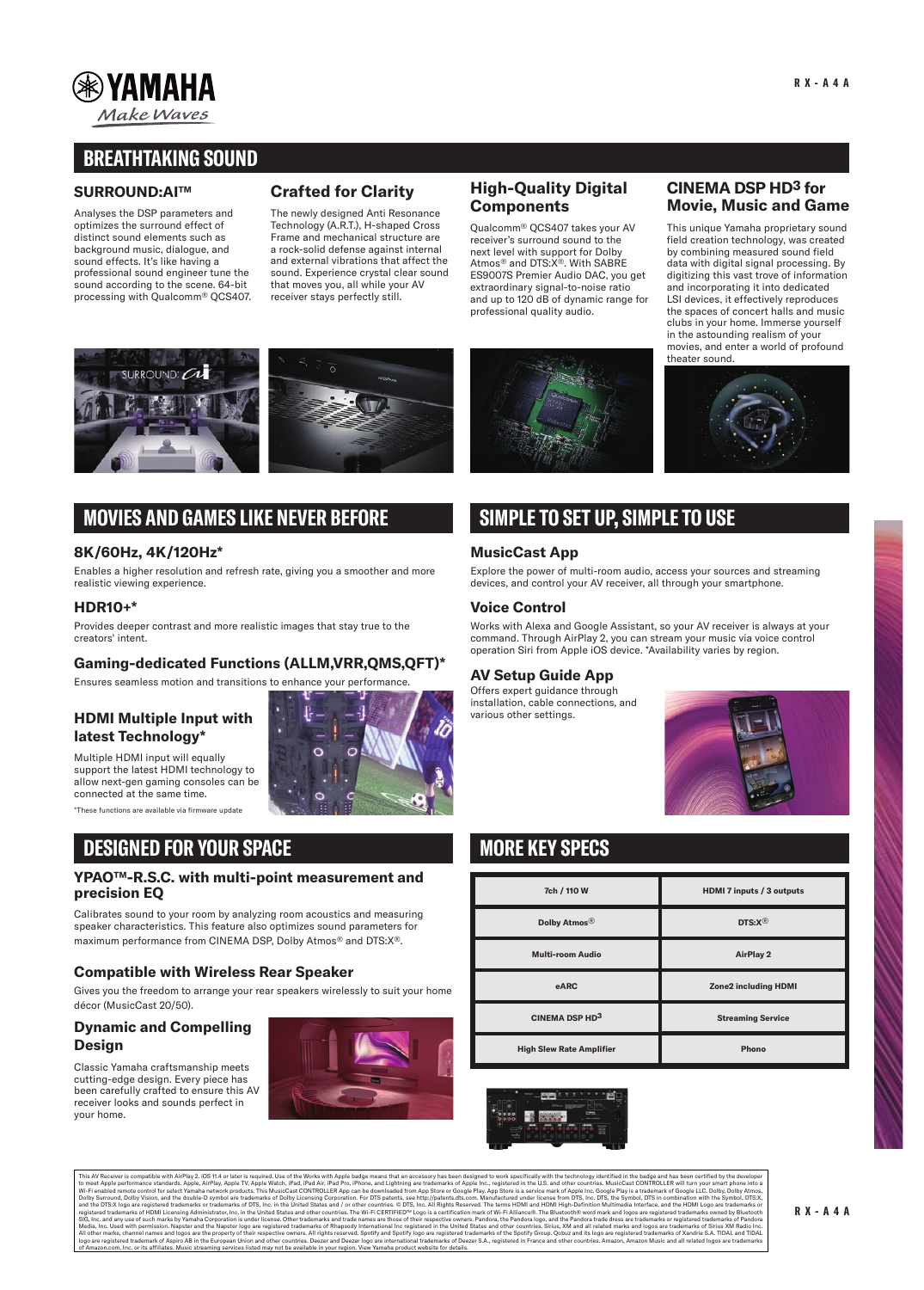# BREATHTAKING SOUND

### SURROUND:AI™

Analyses the DSP parameters and optimizes the surround effect of distinct sound elements such as background music, dialogue, and sound effects. It's like having a professional sound engineer tune the sound according to the scene. 64-bit processing with Qualcomm® QCS407.

### Crafted for Clarity

The newly designed Anti Resonance Technology (A.R.T.), H-shaped Cross Frame and mechanical structure are a rock-solid defense against internal and external vibrations that affect the sound. Experience crystal clear sound that moves you, all while your AV receiver stays perfectly still.

### High-Quality Digital Components

Qualcomm® QCS407 takes your AV receiver's surround sound to the next level with support for Dolby Atmos® and DTS:X®. With SABRE ES9007S Premier Audio DAC, you get extraordinary signal-to-noise ratio and up to 120 dB of dynamic range for professional quality audio.

### CINEMA DSP HD³ for Movie, Music and Game

This unique Yamaha proprietary sound field creation technology, was created by combining measured sound field data with digital signal processing. By digitizing this vast trove of information and incorporating it into dedicated LSI devices, it effectively reproduces the spaces of concert halls and music clubs in your home. Immerse yourself in the astounding realism of your movies, and enter a world of profound theater sound.

# MOVIES AND GAMES LIKE NEVER BEFORE

### 8K/60Hz, 4K/120Hz*

Enables a higher resolution and refresh rate, giving you a smoother and more realistic viewing experience.

### HDR10+*

Provides deeper contrast and more realistic images that stay true to the creators' intent.

### Gaming-dedicated Functions (ALLM,VRR,QMS,QFT)*

Ensures seamless motion and transitions to enhance your performance.

### HDMI Multiple Input with latest Technology*

Multiple HDMI input will equally support the latest HDMI technology to allow next-gen gaming consoles can be connected at the same time.

*These functions are available via firmware update

# SIMPLE TO SET UP, SIMPLE TO USE

### MusicCast App

Explore the power of multi-room audio, access your sources and streaming devices, and control your AV receiver, all through your smartphone.

### Voice Control

Works with Alexa and Google Assistant, so your AV receiver is always at your command. Through AirPlay 2, you can stream your music via voice control operation Siri from Apple iOS device. *Availability varies by region.

### AV Setup Guide App

Offers expert guidance through installation, cable connections, and various other settings.

# DESIGNED FOR YOUR SPACE

### YPAO™-R.S.C. with multi-point measurement and precision EQ

Calibrates sound to your room by analyzing room acoustics and measuring speaker characteristics. This feature also optimizes sound parameters for maximum performance from CINEMA DSP, Dolby Atmos® and DTS:X®.

### Compatible with Wireless Rear Speaker

Gives you the freedom to arrange your rear speakers wirelessly to suit your home décor (MusicCast 20/50).

### Dynamic and Compelling Design

Classic Yamaha craftsmanship meets cutting-edge design. Every piece has been carefully crafted to ensure this AV receiver looks and sounds perfect in your home.

# MORE KEY SPECS

| | |
|---|---|
| 7ch / 110 W | HDMI 7 inputs / 3 outputs |
| Dolby Atmos® | DTS:X® |
| Multi-room Audio | AirPlay 2 |
| eARC | Zone2 including HDMI |
| CINEMA DSP HD³ | Streaming Service |
| High Slew Rate Amplifier | Phono |

This AV Receiver is compatible with AirPlay 2. iOS 11.4 or later is required. Use of the Works with Apple badge means that an accessory has been designed to work specifically with the technology identified in the badge and has been certified by the developer to meet Apple performance standards. Apple, AirPlay, Apple TV, Apple Watch, iPad, iPad Air, iPad Pro, iPhone, and Lightning are trademarks of Apple Inc., registered in the U.S. and other countries. MusicCast CONTROLLER will turn your smart phone into a Wi-Fi enabled remote control for select Yamaha network products. This MusicCast CONTROLLER App can be downloaded from App Store or Google Play. App Store is a service mark of Apple Inc. Google Play is a trademark of Google LLC. Dolby, Dolby Atmos, Dolby Surround, Dolby Vision, and the double-D symbol are trademarks of Dolby Licensing Corporation. For DTS patents, see http://patents.dts.com. Manufactured under license from DTS, Inc. DTS, the Symbol, DTS in combination with the Symbol, DTS:X, and the DTS:X logo are registered trademarks or trademarks of DTS, Inc. in the United States and / or other countries. © DTS, Inc. All Rights Reserved. The terms HDMI and HDMI High-Definition Multimedia Interface, and the HDMI Logo are trademarks or registered trademarks of HDMI Licensing Administrator, Inc. in the United States and other countries. The Wi-Fi CERTIFIED™ Logo is a certification mark of Wi-Fi Alliance®. The Bluetooth® word mark and logos are registered trademarks owned by Bluetooth SIG, Inc. and any use of such marks by Yamaha Corporation is under license. Other trademarks and trade names are those of their respective owners. Pandora, the Pandora logo, and the Pandora trade dress are trademarks or registered trademarks of Pandora Media, Inc. Used with permission. Napster and the Napster logo are registered trademarks of Rhapsody International Inc registered in the United States and other countries. Sirius, XM and all related marks and logos are trademarks of Sirius XM Radio Inc. All other marks, channel names and logos are the property of their respective owners. All rights reserved. Spotify and Spotify logo are registered trademarks of the Spotify Group. Qobuz and its logo are registered trademarks of Xandrie S.A. TIDAL and TIDAL logo are registered trademark of Aspiro AB in the European Union and other countries. Deezer and Deezer logo are international trademarks of Deezer S.A., registered in France and other countries. Amazon, Amazon Music and all related logos are trademarks of Amazon.com, Inc. or its affiliates. Music streaming services listed may not be available in your region. View Yamaha product website for details.